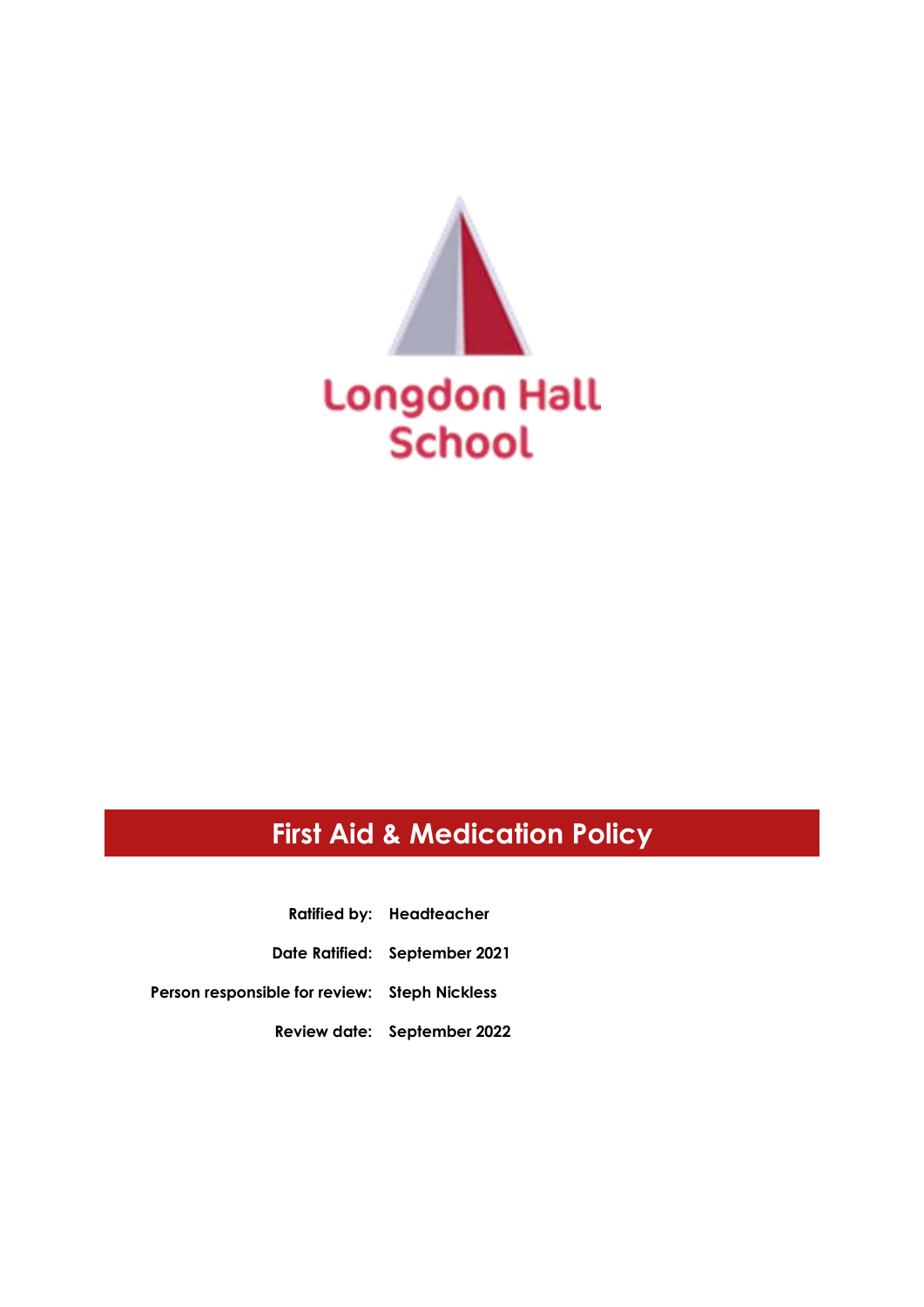Longdon Hall School

# First Aid & Medication Policy

**Ratified by:** Headteacher

**Date Ratified:** September 2021

**Person responsible for review:** Steph Nickless

**Review date:** September 2022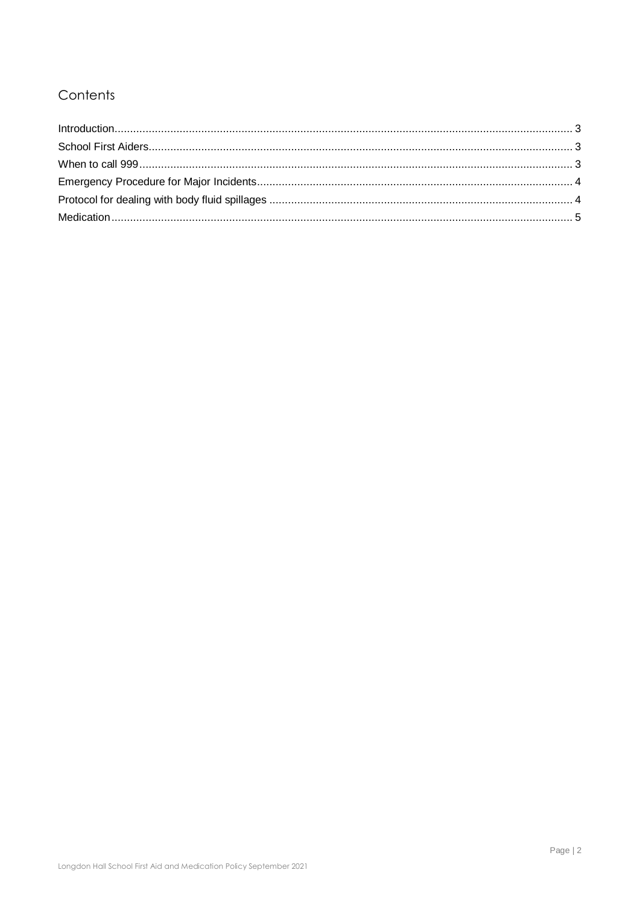## Contents

Introduction........................................................................................................................................... 3
School First Aiders............................................................................................................................... 3
When to call 999................................................................................................................................... 3
Emergency Procedure for Major Incidents........................................................................................... 4
Protocol for dealing with body fluid spillages ....................................................................................... 4
Medication............................................................................................................................................. 5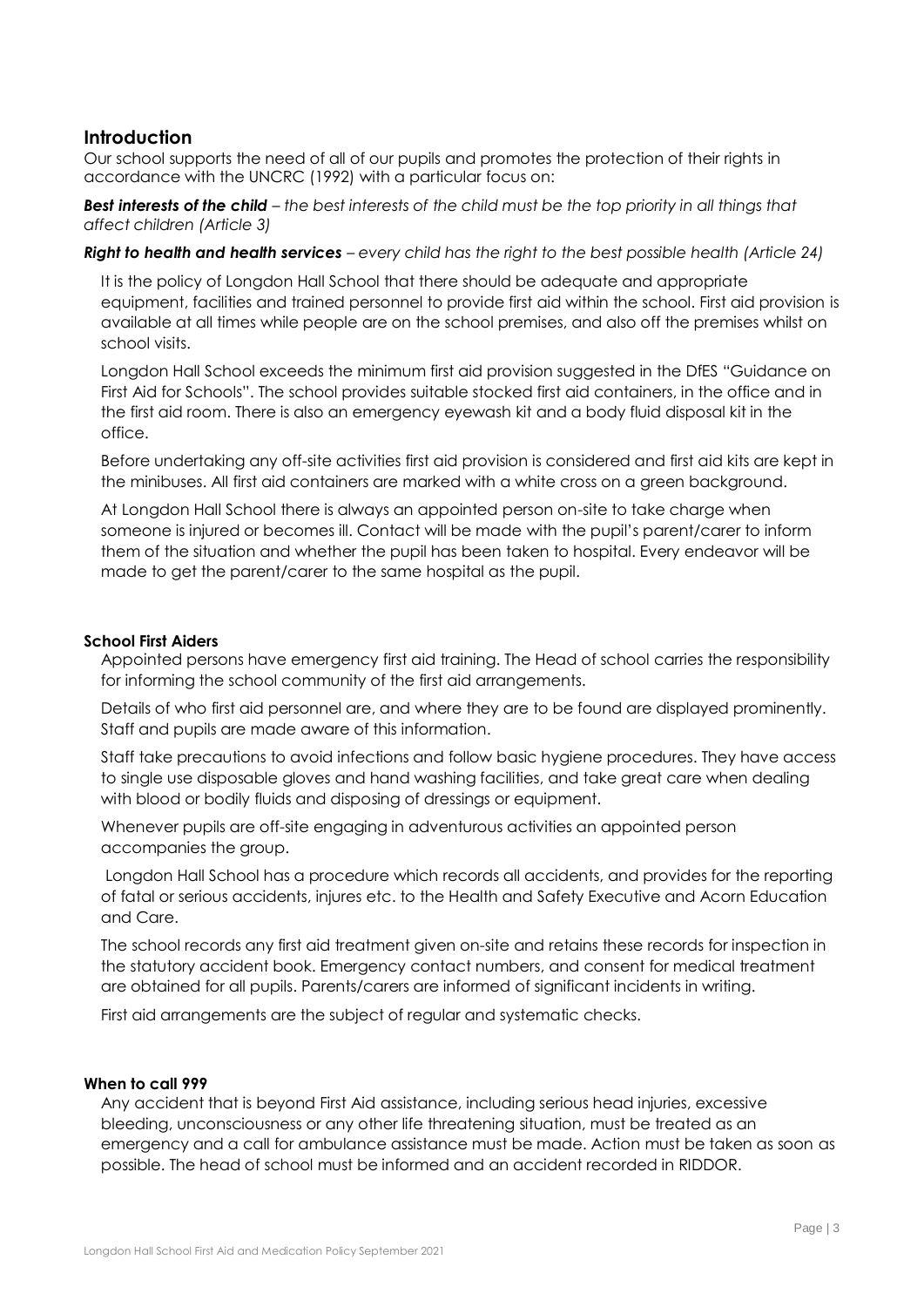## Introduction

Our school supports the need of all of our pupils and promotes the protection of their rights in accordance with the UNCRC (1992) with a particular focus on:

***Best interests of the child*** *– the best interests of the child must be the top priority in all things that affect children (Article 3)*

***Right to health and health services*** *– every child has the right to the best possible health (Article 24)*

It is the policy of Longdon Hall School that there should be adequate and appropriate equipment, facilities and trained personnel to provide first aid within the school. First aid provision is available at all times while people are on the school premises, and also off the premises whilst on school visits.

Longdon Hall School exceeds the minimum first aid provision suggested in the DfES "Guidance on First Aid for Schools". The school provides suitable stocked first aid containers, in the office and in the first aid room. There is also an emergency eyewash kit and a body fluid disposal kit in the office.

Before undertaking any off-site activities first aid provision is considered and first aid kits are kept in the minibuses. All first aid containers are marked with a white cross on a green background.

At Longdon Hall School there is always an appointed person on-site to take charge when someone is injured or becomes ill. Contact will be made with the pupil's parent/carer to inform them of the situation and whether the pupil has been taken to hospital. Every endeavor will be made to get the parent/carer to the same hospital as the pupil.

**School First Aiders**

Appointed persons have emergency first aid training. The Head of school carries the responsibility for informing the school community of the first aid arrangements.

Details of who first aid personnel are, and where they are to be found are displayed prominently. Staff and pupils are made aware of this information.

Staff take precautions to avoid infections and follow basic hygiene procedures. They have access to single use disposable gloves and hand washing facilities, and take great care when dealing with blood or bodily fluids and disposing of dressings or equipment.

Whenever pupils are off-site engaging in adventurous activities an appointed person accompanies the group.

Longdon Hall School has a procedure which records all accidents, and provides for the reporting of fatal or serious accidents, injures etc. to the Health and Safety Executive and Acorn Education and Care.

The school records any first aid treatment given on-site and retains these records for inspection in the statutory accident book. Emergency contact numbers, and consent for medical treatment are obtained for all pupils. Parents/carers are informed of significant incidents in writing.

First aid arrangements are the subject of regular and systematic checks.

**When to call 999**

Any accident that is beyond First Aid assistance, including serious head injuries, excessive bleeding, unconsciousness or any other life threatening situation, must be treated as an emergency and a call for ambulance assistance must be made. Action must be taken as soon as possible. The head of school must be informed and an accident recorded in RIDDOR.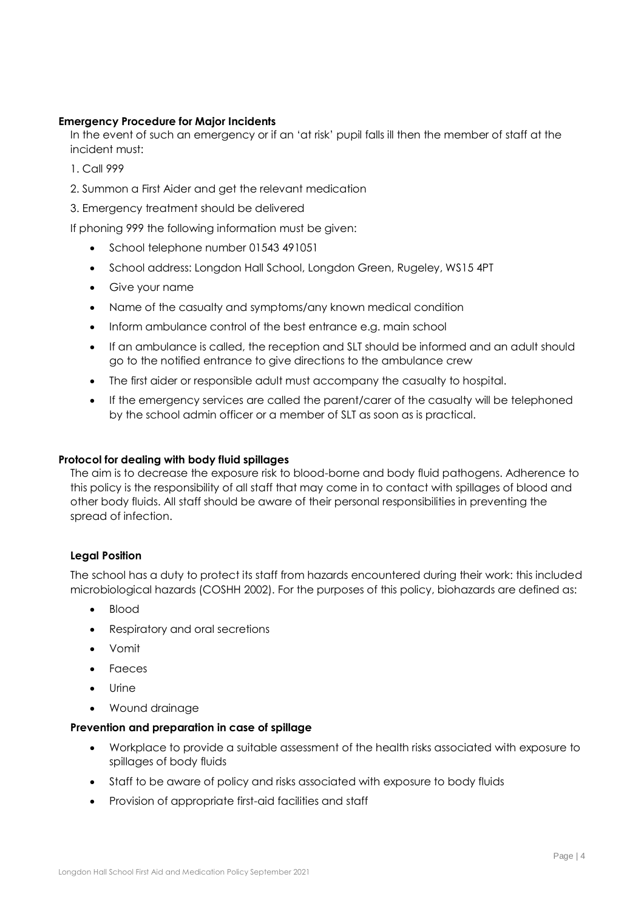**Emergency Procedure for Major Incidents**

In the event of such an emergency or if an 'at risk' pupil falls ill then the member of staff at the incident must:

1. Call 999
2. Summon a First Aider and get the relevant medication
3. Emergency treatment should be delivered

If phoning 999 the following information must be given:

- School telephone number 01543 491051
- School address: Longdon Hall School, Longdon Green, Rugeley, WS15 4PT
- Give your name
- Name of the casualty and symptoms/any known medical condition
- Inform ambulance control of the best entrance e.g. main school
- If an ambulance is called, the reception and SLT should be informed and an adult should go to the notified entrance to give directions to the ambulance crew
- The first aider or responsible adult must accompany the casualty to hospital.
- If the emergency services are called the parent/carer of the casualty will be telephoned by the school admin officer or a member of SLT as soon as is practical.

**Protocol for dealing with body fluid spillages**

The aim is to decrease the exposure risk to blood-borne and body fluid pathogens. Adherence to this policy is the responsibility of all staff that may come in to contact with spillages of blood and other body fluids. All staff should be aware of their personal responsibilities in preventing the spread of infection.

**Legal Position**

The school has a duty to protect its staff from hazards encountered during their work: this included microbiological hazards (COSHH 2002). For the purposes of this policy, biohazards are defined as:

- Blood
- Respiratory and oral secretions
- Vomit
- Faeces
- Urine
- Wound drainage

**Prevention and preparation in case of spillage**

- Workplace to provide a suitable assessment of the health risks associated with exposure to spillages of body fluids
- Staff to be aware of policy and risks associated with exposure to body fluids
- Provision of appropriate first-aid facilities and staff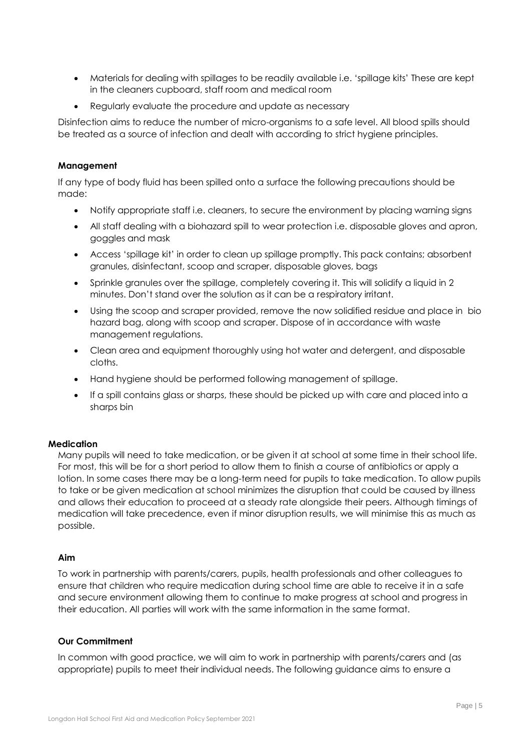- Materials for dealing with spillages to be readily available i.e. 'spillage kits' These are kept in the cleaners cupboard, staff room and medical room
- Regularly evaluate the procedure and update as necessary

Disinfection aims to reduce the number of micro-organisms to a safe level. All blood spills should be treated as a source of infection and dealt with according to strict hygiene principles.

### Management

If any type of body fluid has been spilled onto a surface the following precautions should be made:

- Notify appropriate staff i.e. cleaners, to secure the environment by placing warning signs
- All staff dealing with a biohazard spill to wear protection i.e. disposable gloves and apron, goggles and mask
- Access 'spillage kit' in order to clean up spillage promptly. This pack contains; absorbent granules, disinfectant, scoop and scraper, disposable gloves, bags
- Sprinkle granules over the spillage, completely covering it. This will solidify a liquid in 2 minutes. Don't stand over the solution as it can be a respiratory irritant.
- Using the scoop and scraper provided, remove the now solidified residue and place in bio hazard bag, along with scoop and scraper. Dispose of in accordance with waste management regulations.
- Clean area and equipment thoroughly using hot water and detergent, and disposable cloths.
- Hand hygiene should be performed following management of spillage.
- If a spill contains glass or sharps, these should be picked up with care and placed into a sharps bin

## Medication

Many pupils will need to take medication, or be given it at school at some time in their school life. For most, this will be for a short period to allow them to finish a course of antibiotics or apply a lotion. In some cases there may be a long-term need for pupils to take medication. To allow pupils to take or be given medication at school minimizes the disruption that could be caused by illness and allows their education to proceed at a steady rate alongside their peers. Although timings of medication will take precedence, even if minor disruption results, we will minimise this as much as possible.

### Aim

To work in partnership with parents/carers, pupils, health professionals and other colleagues to ensure that children who require medication during school time are able to receive it in a safe and secure environment allowing them to continue to make progress at school and progress in their education. All parties will work with the same information in the same format.

### Our Commitment

In common with good practice, we will aim to work in partnership with parents/carers and (as appropriate) pupils to meet their individual needs. The following guidance aims to ensure a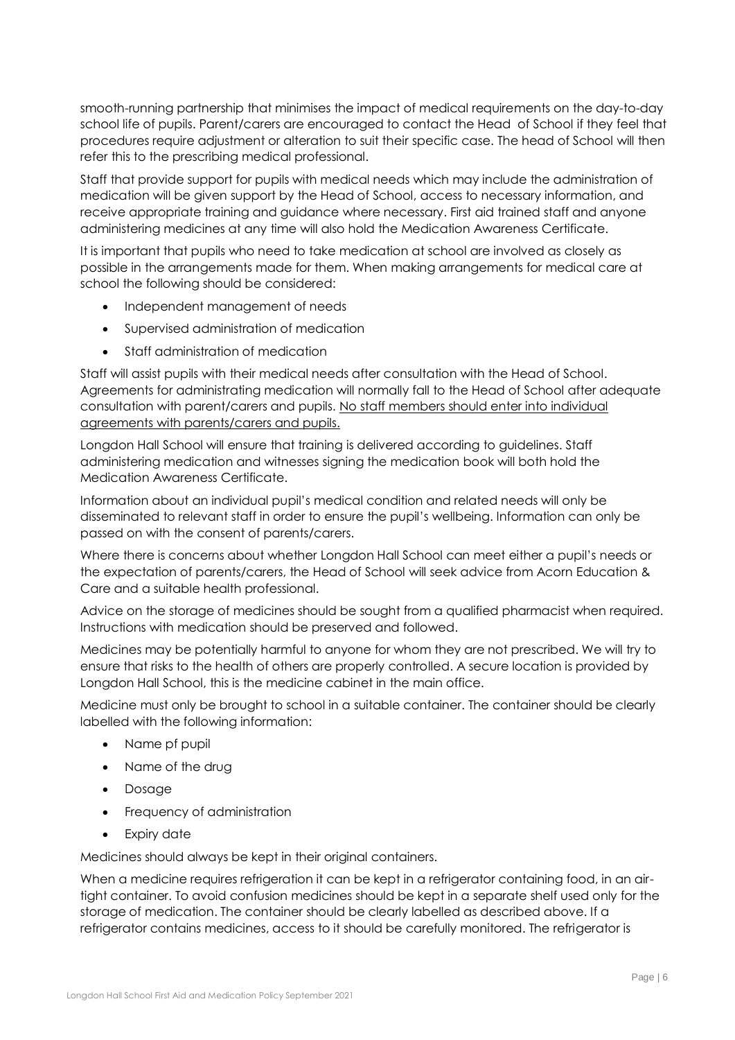smooth-running partnership that minimises the impact of medical requirements on the day-to-day school life of pupils. Parent/carers are encouraged to contact the Head of School if they feel that procedures require adjustment or alteration to suit their specific case. The head of School will then refer this to the prescribing medical professional.

Staff that provide support for pupils with medical needs which may include the administration of medication will be given support by the Head of School, access to necessary information, and receive appropriate training and guidance where necessary. First aid trained staff and anyone administering medicines at any time will also hold the Medication Awareness Certificate.

It is important that pupils who need to take medication at school are involved as closely as possible in the arrangements made for them. When making arrangements for medical care at school the following should be considered:

- Independent management of needs
- Supervised administration of medication
- Staff administration of medication

Staff will assist pupils with their medical needs after consultation with the Head of School. Agreements for administrating medication will normally fall to the Head of School after adequate consultation with parent/carers and pupils. <u>No staff members should enter into individual agreements with parents/carers and pupils.</u>

Longdon Hall School will ensure that training is delivered according to guidelines. Staff administering medication and witnesses signing the medication book will both hold the Medication Awareness Certificate.

Information about an individual pupil's medical condition and related needs will only be disseminated to relevant staff in order to ensure the pupil's wellbeing. Information can only be passed on with the consent of parents/carers.

Where there is concerns about whether Longdon Hall School can meet either a pupil's needs or the expectation of parents/carers, the Head of School will seek advice from Acorn Education & Care and a suitable health professional.

Advice on the storage of medicines should be sought from a qualified pharmacist when required. Instructions with medication should be preserved and followed.

Medicines may be potentially harmful to anyone for whom they are not prescribed. We will try to ensure that risks to the health of others are properly controlled. A secure location is provided by Longdon Hall School, this is the medicine cabinet in the main office.

Medicine must only be brought to school in a suitable container. The container should be clearly labelled with the following information:

- Name pf pupil
- Name of the drug
- Dosage
- Frequency of administration
- Expiry date

Medicines should always be kept in their original containers.

When a medicine requires refrigeration it can be kept in a refrigerator containing food, in an air-tight container. To avoid confusion medicines should be kept in a separate shelf used only for the storage of medication. The container should be clearly labelled as described above. If a refrigerator contains medicines, access to it should be carefully monitored. The refrigerator is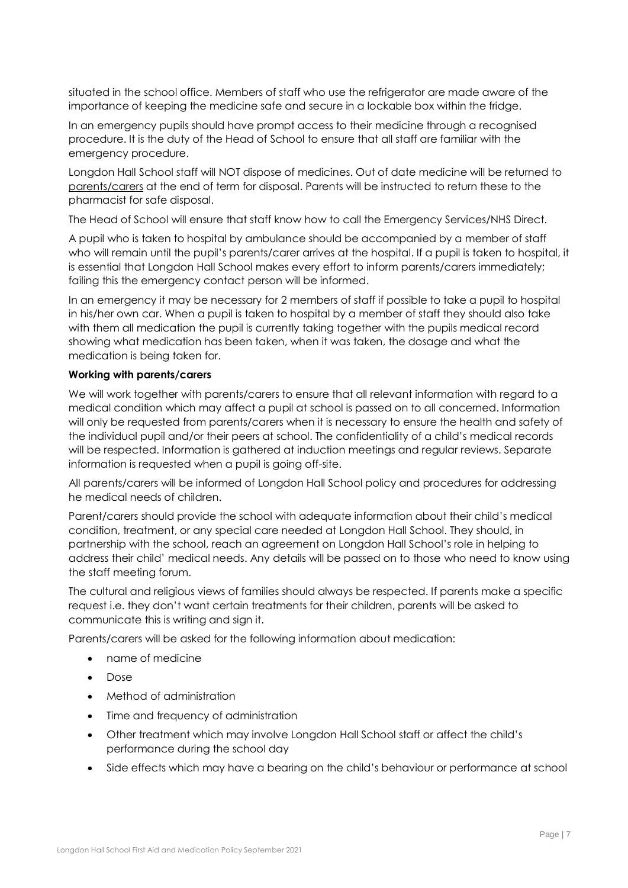situated in the school office. Members of staff who use the refrigerator are made aware of the importance of keeping the medicine safe and secure in a lockable box within the fridge.

In an emergency pupils should have prompt access to their medicine through a recognised procedure. It is the duty of the Head of School to ensure that all staff are familiar with the emergency procedure.

Longdon Hall School staff will NOT dispose of medicines. Out of date medicine will be returned to parents/carers at the end of term for disposal. Parents will be instructed to return these to the pharmacist for safe disposal.

The Head of School will ensure that staff know how to call the Emergency Services/NHS Direct.

A pupil who is taken to hospital by ambulance should be accompanied by a member of staff who will remain until the pupil's parents/carer arrives at the hospital. If a pupil is taken to hospital, it is essential that Longdon Hall School makes every effort to inform parents/carers immediately; failing this the emergency contact person will be informed.

In an emergency it may be necessary for 2 members of staff if possible to take a pupil to hospital in his/her own car. When a pupil is taken to hospital by a member of staff they should also take with them all medication the pupil is currently taking together with the pupils medical record showing what medication has been taken, when it was taken, the dosage and what the medication is being taken for.

**Working with parents/carers**

We will work together with parents/carers to ensure that all relevant information with regard to a medical condition which may affect a pupil at school is passed on to all concerned. Information will only be requested from parents/carers when it is necessary to ensure the health and safety of the individual pupil and/or their peers at school. The confidentiality of a child's medical records will be respected. Information is gathered at induction meetings and regular reviews. Separate information is requested when a pupil is going off-site.

All parents/carers will be informed of Longdon Hall School policy and procedures for addressing he medical needs of children.

Parent/carers should provide the school with adequate information about their child's medical condition, treatment, or any special care needed at Longdon Hall School. They should, in partnership with the school, reach an agreement on Longdon Hall School's role in helping to address their child' medical needs. Any details will be passed on to those who need to know using the staff meeting forum.

The cultural and religious views of families should always be respected. If parents make a specific request i.e. they don't want certain treatments for their children, parents will be asked to communicate this is writing and sign it.

Parents/carers will be asked for the following information about medication:

- name of medicine
- Dose
- Method of administration
- Time and frequency of administration
- Other treatment which may involve Longdon Hall School staff or affect the child's performance during the school day
- Side effects which may have a bearing on the child's behaviour or performance at school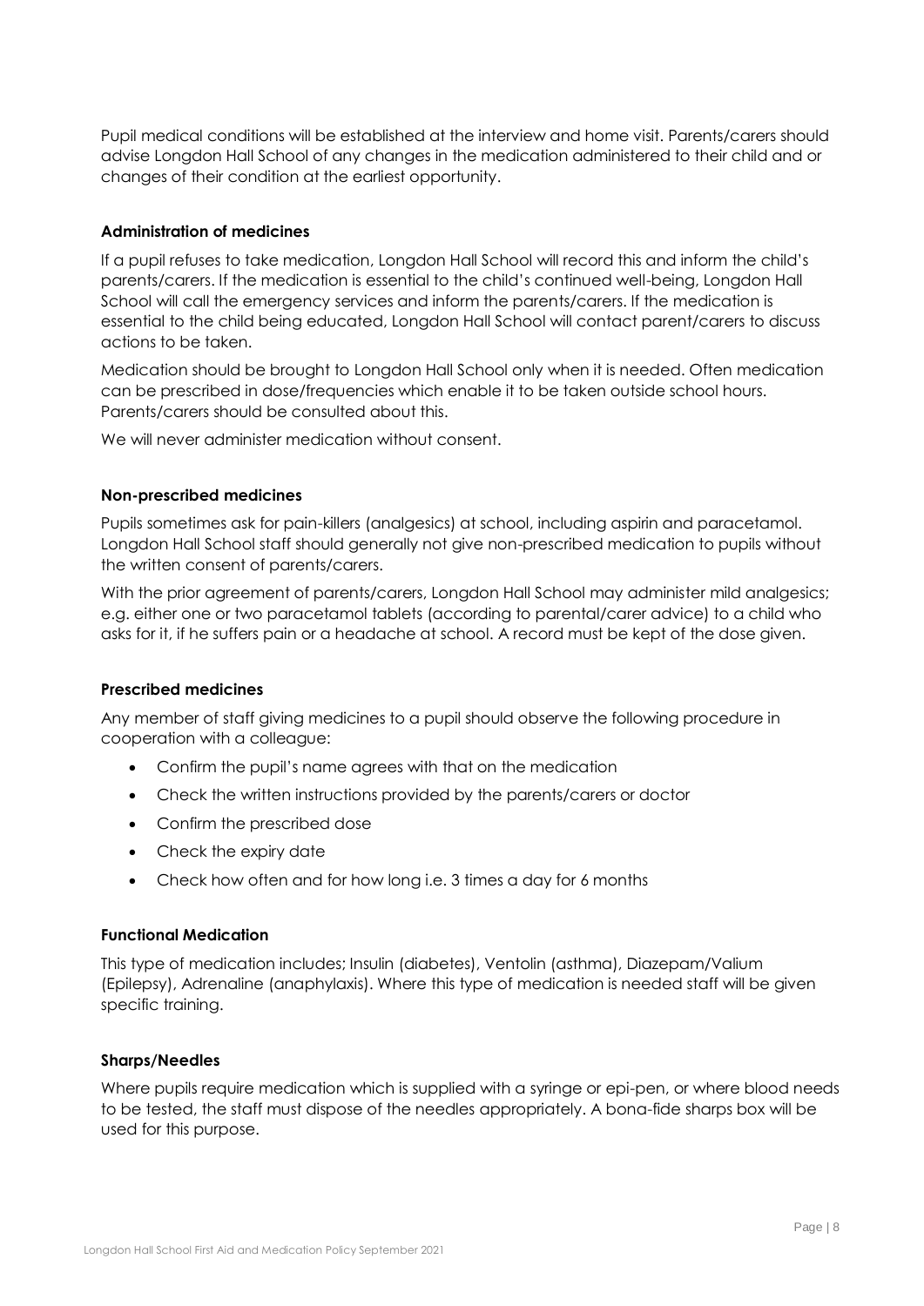Pupil medical conditions will be established at the interview and home visit. Parents/carers should advise Longdon Hall School of any changes in the medication administered to their child and or changes of their condition at the earliest opportunity.

**Administration of medicines**

If a pupil refuses to take medication, Longdon Hall School will record this and inform the child's parents/carers. If the medication is essential to the child's continued well-being, Longdon Hall School will call the emergency services and inform the parents/carers. If the medication is essential to the child being educated, Longdon Hall School will contact parent/carers to discuss actions to be taken.

Medication should be brought to Longdon Hall School only when it is needed. Often medication can be prescribed in dose/frequencies which enable it to be taken outside school hours. Parents/carers should be consulted about this.

We will never administer medication without consent.

**Non-prescribed medicines**

Pupils sometimes ask for pain-killers (analgesics) at school, including aspirin and paracetamol. Longdon Hall School staff should generally not give non-prescribed medication to pupils without the written consent of parents/carers.

With the prior agreement of parents/carers, Longdon Hall School may administer mild analgesics; e.g. either one or two paracetamol tablets (according to parental/carer advice) to a child who asks for it, if he suffers pain or a headache at school. A record must be kept of the dose given.

**Prescribed medicines**

Any member of staff giving medicines to a pupil should observe the following procedure in cooperation with a colleague:

- Confirm the pupil's name agrees with that on the medication
- Check the written instructions provided by the parents/carers or doctor
- Confirm the prescribed dose
- Check the expiry date
- Check how often and for how long i.e. 3 times a day for 6 months

**Functional Medication**

This type of medication includes; Insulin (diabetes), Ventolin (asthma), Diazepam/Valium (Epilepsy), Adrenaline (anaphylaxis). Where this type of medication is needed staff will be given specific training.

**Sharps/Needles**

Where pupils require medication which is supplied with a syringe or epi-pen, or where blood needs to be tested, the staff must dispose of the needles appropriately. A bona-fide sharps box will be used for this purpose.